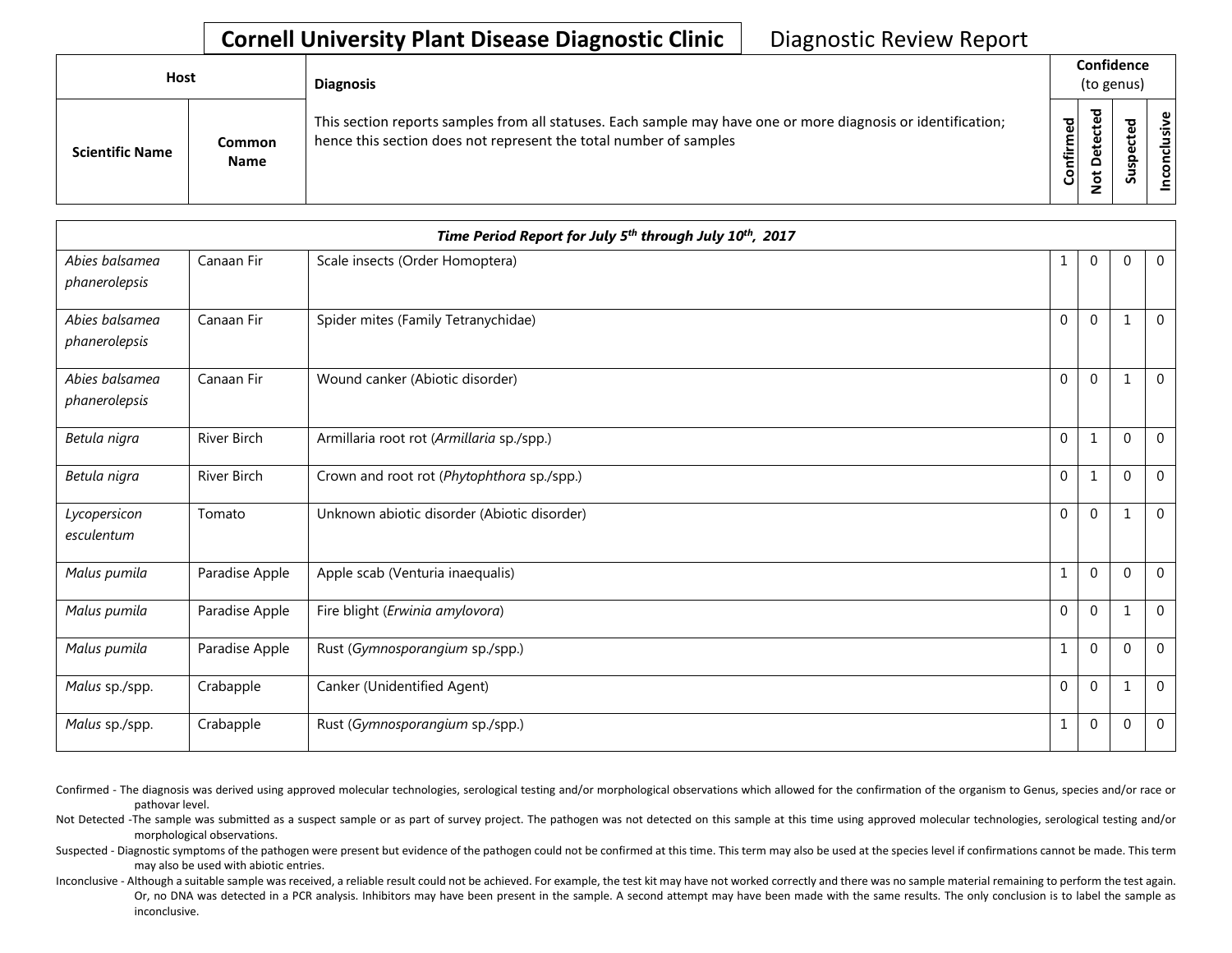**Cornell University Plant Disease Diagnostic Clinic** Diagnostic Review Report

| Host | | Diagnosis | Confidence (to genus) | | | |
|---|---|---|---|---|---|---|
| Scientific Name | Common Name | This section reports samples from all statuses. Each sample may have one or more diagnosis or identification; hence this section does not represent the total number of samples | Confirmed | Not Detected | Suspected | Inconclusive |
| *Time Period Report for July 5th through July 10th, 2017* | | | | | | |
| *Abies balsamea phanerolepsis* | Canaan Fir | Scale insects (Order Homoptera) | 1 | 0 | 0 | 0 |
| *Abies balsamea phanerolepsis* | Canaan Fir | Spider mites (Family Tetranychidae) | 0 | 0 | 1 | 0 |
| *Abies balsamea phanerolepsis* | Canaan Fir | Wound canker (Abiotic disorder) | 0 | 0 | 1 | 0 |
| *Betula nigra* | River Birch | Armillaria root rot (*Armillaria* sp./spp.) | 0 | 1 | 0 | 0 |
| *Betula nigra* | River Birch | Crown and root rot (*Phytophthora* sp./spp.) | 0 | 1 | 0 | 0 |
| *Lycopersicon esculentum* | Tomato | Unknown abiotic disorder (Abiotic disorder) | 0 | 0 | 1 | 0 |
| *Malus pumila* | Paradise Apple | Apple scab (Venturia inaequalis) | 1 | 0 | 0 | 0 |
| *Malus pumila* | Paradise Apple | Fire blight (*Erwinia amylovora*) | 0 | 0 | 1 | 0 |
| *Malus pumila* | Paradise Apple | Rust (*Gymnosporangium* sp./spp.) | 1 | 0 | 0 | 0 |
| *Malus* sp./spp. | Crabapple | Canker (Unidentified Agent) | 0 | 0 | 1 | 0 |
| *Malus* sp./spp. | Crabapple | Rust (*Gymnosporangium* sp./spp.) | 1 | 0 | 0 | 0 |

Confirmed - The diagnosis was derived using approved molecular technologies, serological testing and/or morphological observations which allowed for the confirmation of the organism to Genus, species and/or race or pathovar level.

Not Detected -The sample was submitted as a suspect sample or as part of survey project. The pathogen was not detected on this sample at this time using approved molecular technologies, serological testing and/or morphological observations.

Suspected - Diagnostic symptoms of the pathogen were present but evidence of the pathogen could not be confirmed at this time. This term may also be used at the species level if confirmations cannot be made. This term may also be used with abiotic entries.

Inconclusive - Although a suitable sample was received, a reliable result could not be achieved. For example, the test kit may have not worked correctly and there was no sample material remaining to perform the test again. Or, no DNA was detected in a PCR analysis. Inhibitors may have been present in the sample. A second attempt may have been made with the same results. The only conclusion is to label the sample as inconclusive.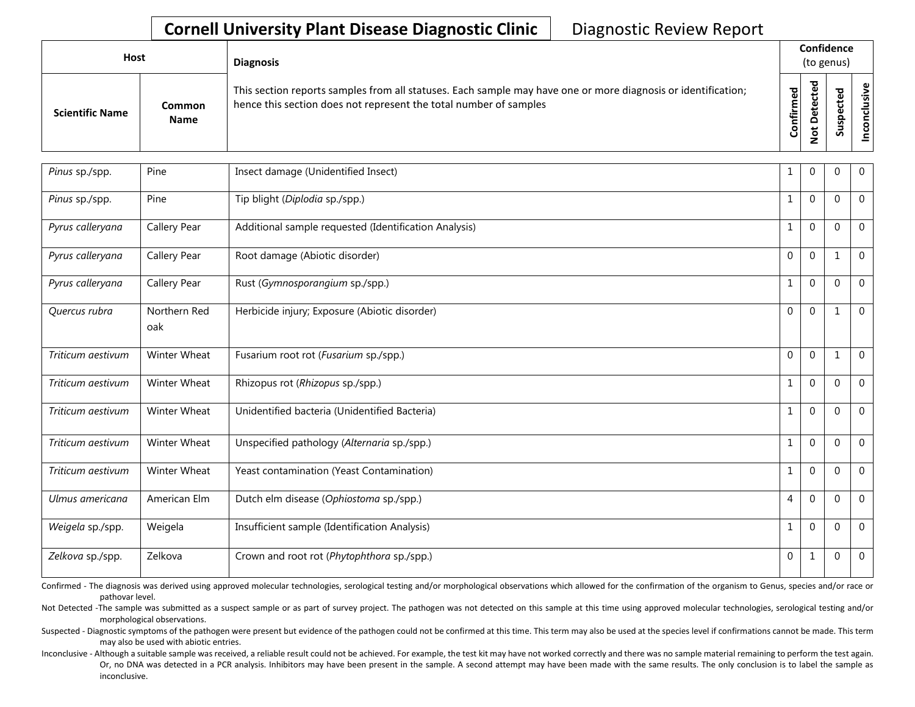**Cornell University Plant Disease Diagnostic Clinic** Diagnostic Review Report

| Host | | Diagnosis | Confidence (to genus) | | | |
|---|---|---|---|---|---|---|
| Scientific Name | Common Name | This section reports samples from all statuses. Each sample may have one or more diagnosis or identification; hence this section does not represent the total number of samples | Confirmed | Not Detected | Suspected | Inconclusive |
| *Pinus* sp./spp. | Pine | Insect damage (Unidentified Insect) | 1 | 0 | 0 | 0 |
| *Pinus* sp./spp. | Pine | Tip blight (*Diplodia* sp./spp.) | 1 | 0 | 0 | 0 |
| *Pyrus calleryana* | Callery Pear | Additional sample requested (Identification Analysis) | 1 | 0 | 0 | 0 |
| *Pyrus calleryana* | Callery Pear | Root damage (Abiotic disorder) | 0 | 0 | 1 | 0 |
| *Pyrus calleryana* | Callery Pear | Rust (*Gymnosporangium* sp./spp.) | 1 | 0 | 0 | 0 |
| *Quercus rubra* | Northern Red oak | Herbicide injury; Exposure (Abiotic disorder) | 0 | 0 | 1 | 0 |
| *Triticum aestivum* | Winter Wheat | Fusarium root rot (*Fusarium* sp./spp.) | 0 | 0 | 1 | 0 |
| *Triticum aestivum* | Winter Wheat | Rhizopus rot (*Rhizopus* sp./spp.) | 1 | 0 | 0 | 0 |
| *Triticum aestivum* | Winter Wheat | Unidentified bacteria (Unidentified Bacteria) | 1 | 0 | 0 | 0 |
| *Triticum aestivum* | Winter Wheat | Unspecified pathology (*Alternaria* sp./spp.) | 1 | 0 | 0 | 0 |
| *Triticum aestivum* | Winter Wheat | Yeast contamination (Yeast Contamination) | 1 | 0 | 0 | 0 |
| *Ulmus americana* | American Elm | Dutch elm disease (*Ophiostoma* sp./spp.) | 4 | 0 | 0 | 0 |
| *Weigela* sp./spp. | Weigela | Insufficient sample (Identification Analysis) | 1 | 0 | 0 | 0 |
| *Zelkova* sp./spp. | Zelkova | Crown and root rot (*Phytophthora* sp./spp.) | 0 | 1 | 0 | 0 |

Confirmed - The diagnosis was derived using approved molecular technologies, serological testing and/or morphological observations which allowed for the confirmation of the organism to Genus, species and/or race or pathovar level.

Not Detected -The sample was submitted as a suspect sample or as part of survey project. The pathogen was not detected on this sample at this time using approved molecular technologies, serological testing and/or morphological observations.

Suspected - Diagnostic symptoms of the pathogen were present but evidence of the pathogen could not be confirmed at this time. This term may also be used at the species level if confirmations cannot be made. This term may also be used with abiotic entries.

Inconclusive - Although a suitable sample was received, a reliable result could not be achieved. For example, the test kit may have not worked correctly and there was no sample material remaining to perform the test again. Or, no DNA was detected in a PCR analysis. Inhibitors may have been present in the sample. A second attempt may have been made with the same results. The only conclusion is to label the sample as inconclusive.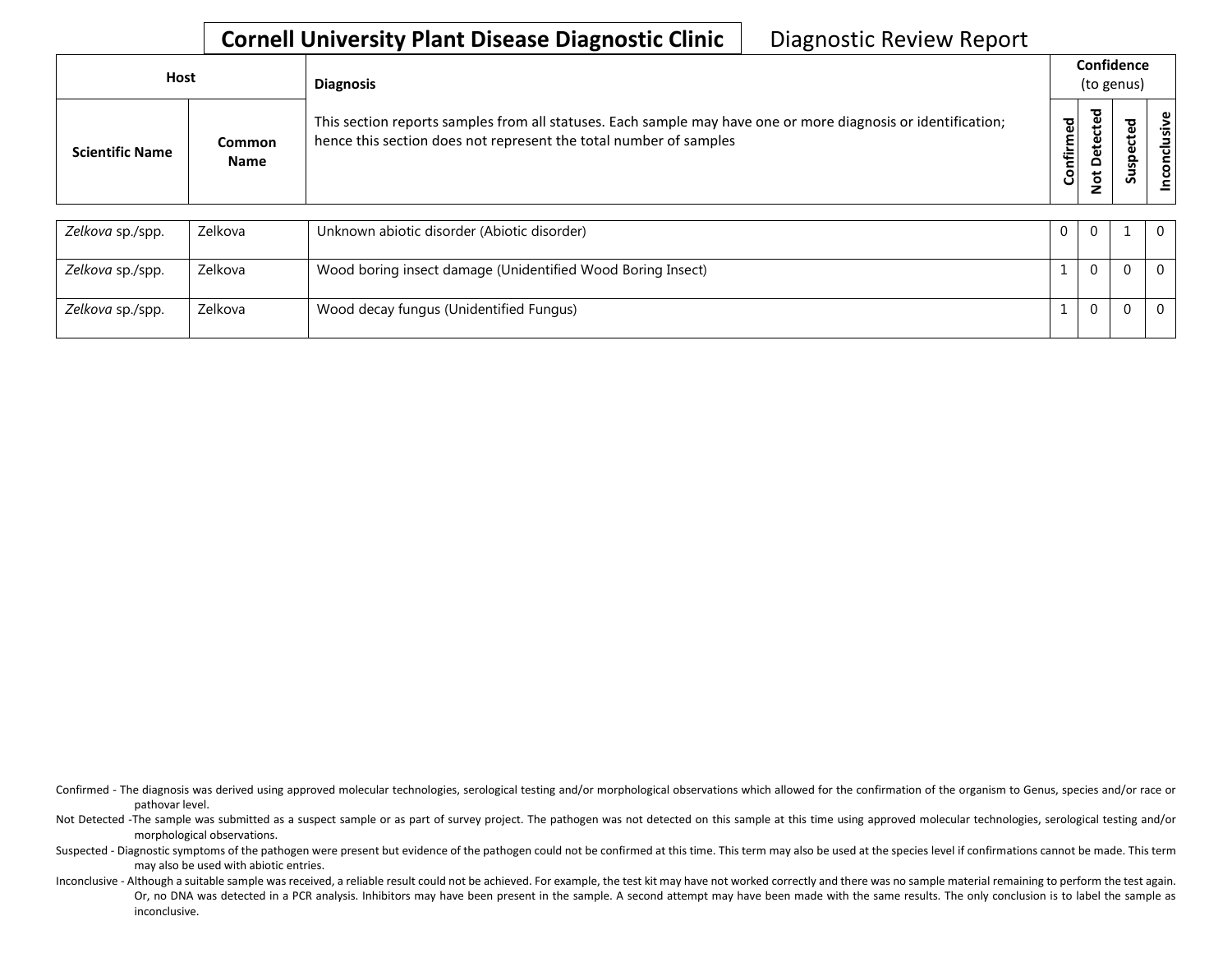# Cornell University Plant Disease Diagnostic Clinic

Diagnostic Review Report

| Host | | Diagnosis | Confidence (to genus) | | | |
|---|---|---|---|---|---|---|
| Scientific Name | Common Name | This section reports samples from all statuses. Each sample may have one or more diagnosis or identification; hence this section does not represent the total number of samples | Confirmed | Not Detected | Suspected | Inconclusive |
| *Zelkova* sp./spp. | Zelkova | Unknown abiotic disorder (Abiotic disorder) | 0 | 0 | 1 | 0 |
| *Zelkova* sp./spp. | Zelkova | Wood boring insect damage (Unidentified Wood Boring Insect) | 1 | 0 | 0 | 0 |
| *Zelkova* sp./spp. | Zelkova | Wood decay fungus (Unidentified Fungus) | 1 | 0 | 0 | 0 |

Confirmed - The diagnosis was derived using approved molecular technologies, serological testing and/or morphological observations which allowed for the confirmation of the organism to Genus, species and/or race or pathovar level.

Not Detected -The sample was submitted as a suspect sample or as part of survey project. The pathogen was not detected on this sample at this time using approved molecular technologies, serological testing and/or morphological observations.

Suspected - Diagnostic symptoms of the pathogen were present but evidence of the pathogen could not be confirmed at this time. This term may also be used at the species level if confirmations cannot be made. This term may also be used with abiotic entries.

Inconclusive - Although a suitable sample was received, a reliable result could not be achieved. For example, the test kit may have not worked correctly and there was no sample material remaining to perform the test again. Or, no DNA was detected in a PCR analysis. Inhibitors may have been present in the sample. A second attempt may have been made with the same results. The only conclusion is to label the sample as inconclusive.